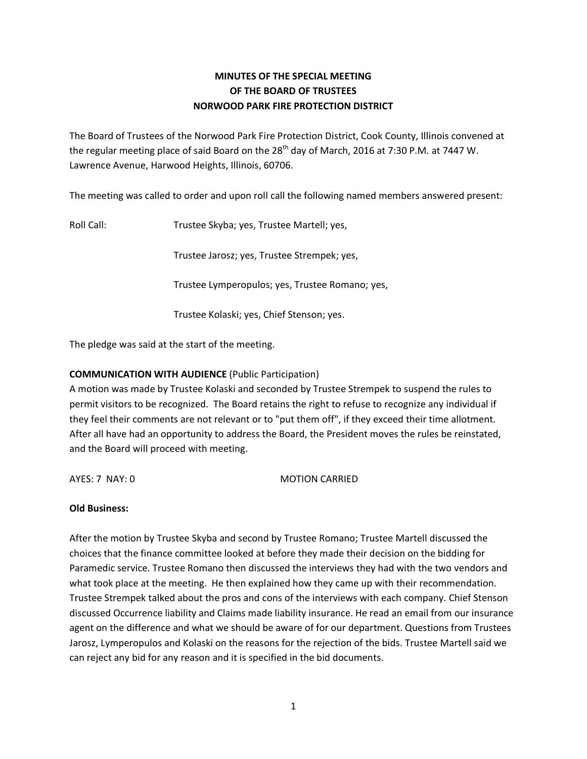**MINUTES OF THE SPECIAL MEETING**
**OF THE BOARD OF TRUSTEES**
**NORWOOD PARK FIRE PROTECTION DISTRICT**

The Board of Trustees of the Norwood Park Fire Protection District, Cook County, Illinois convened at the regular meeting place of said Board on the 28th day of March, 2016 at 7:30 P.M. at 7447 W. Lawrence Avenue, Harwood Heights, Illinois, 60706.

The meeting was called to order and upon roll call the following named members answered present:

Roll Call: Trustee Skyba; yes, Trustee Martell; yes,

Trustee Jarosz; yes, Trustee Strempek; yes,

Trustee Lymperopulos; yes, Trustee Romano; yes,

Trustee Kolaski; yes, Chief Stenson; yes.

The pledge was said at the start of the meeting.

**COMMUNICATION WITH AUDIENCE** (Public Participation)
A motion was made by Trustee Kolaski and seconded by Trustee Strempek to suspend the rules to permit visitors to be recognized. The Board retains the right to refuse to recognize any individual if they feel their comments are not relevant or to "put them off", if they exceed their time allotment. After all have had an opportunity to address the Board, the President moves the rules be reinstated, and the Board will proceed with meeting.

AYES: 7 NAY: 0 MOTION CARRIED

**Old Business:**

After the motion by Trustee Skyba and second by Trustee Romano; Trustee Martell discussed the choices that the finance committee looked at before they made their decision on the bidding for Paramedic service. Trustee Romano then discussed the interviews they had with the two vendors and what took place at the meeting. He then explained how they came up with their recommendation. Trustee Strempek talked about the pros and cons of the interviews with each company. Chief Stenson discussed Occurrence liability and Claims made liability insurance. He read an email from our insurance agent on the difference and what we should be aware of for our department. Questions from Trustees Jarosz, Lymperopulos and Kolaski on the reasons for the rejection of the bids. Trustee Martell said we can reject any bid for any reason and it is specified in the bid documents.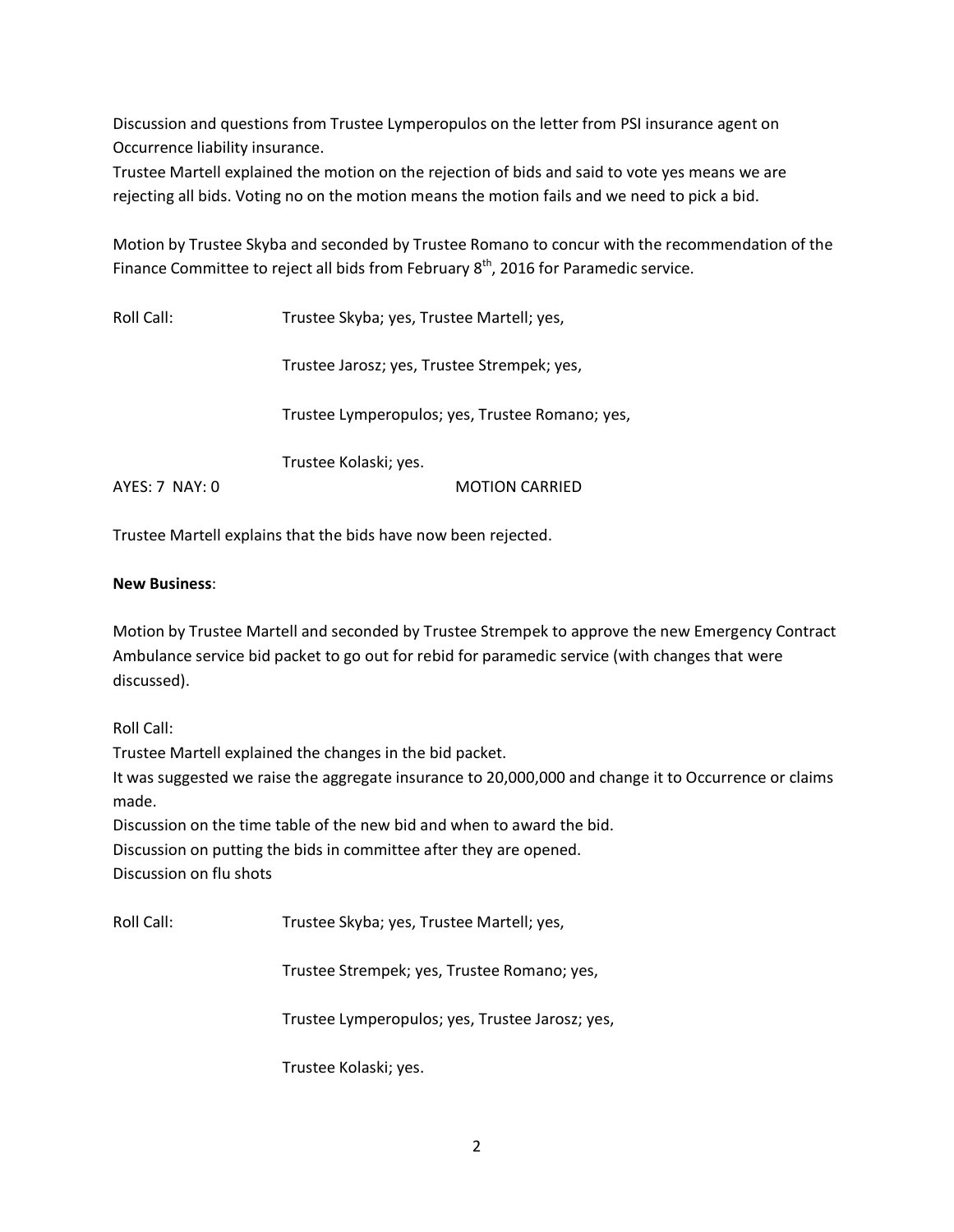Discussion and questions from Trustee Lymperopulos on the letter from PSI insurance agent on Occurrence liability insurance.
Trustee Martell explained the motion on the rejection of bids and said to vote yes means we are rejecting all bids. Voting no on the motion means the motion fails and we need to pick a bid.

Motion by Trustee Skyba and seconded by Trustee Romano to concur with the recommendation of the Finance Committee to reject all bids from February 8th, 2016 for Paramedic service.

Roll Call: Trustee Skyba; yes, Trustee Martell; yes,

Trustee Jarosz; yes, Trustee Strempek; yes,

Trustee Lymperopulos; yes, Trustee Romano; yes,

Trustee Kolaski; yes.

AYES: 7 NAY: 0 MOTION CARRIED

Trustee Martell explains that the bids have now been rejected.

**New Business**:

Motion by Trustee Martell and seconded by Trustee Strempek to approve the new Emergency Contract Ambulance service bid packet to go out for rebid for paramedic service (with changes that were discussed).

Roll Call:
Trustee Martell explained the changes in the bid packet.
It was suggested we raise the aggregate insurance to 20,000,000 and change it to Occurrence or claims made.
Discussion on the time table of the new bid and when to award the bid.
Discussion on putting the bids in committee after they are opened.
Discussion on flu shots

Roll Call: Trustee Skyba; yes, Trustee Martell; yes,

Trustee Strempek; yes, Trustee Romano; yes,

Trustee Lymperopulos; yes, Trustee Jarosz; yes,

Trustee Kolaski; yes.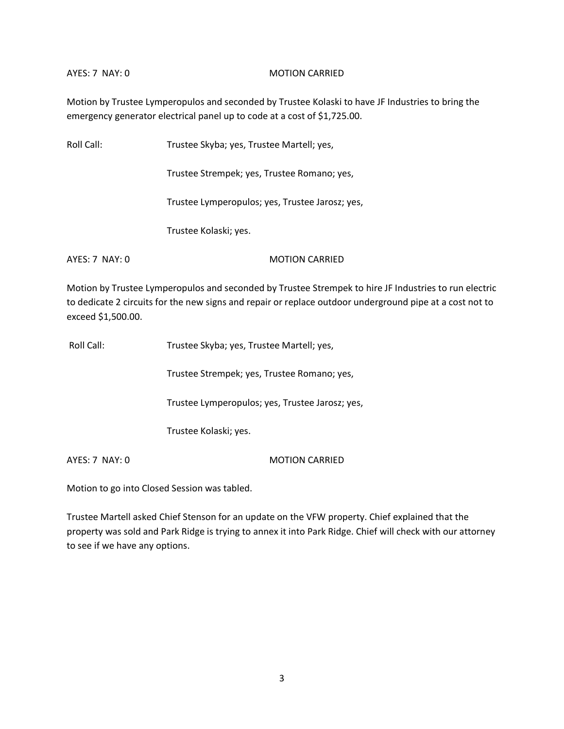AYES: 7 NAY: 0 MOTION CARRIED

Motion by Trustee Lymperopulos and seconded by Trustee Kolaski to have JF Industries to bring the emergency generator electrical panel up to code at a cost of $1,725.00.

Roll Call: Trustee Skyba; yes, Trustee Martell; yes,

Trustee Strempek; yes, Trustee Romano; yes,

Trustee Lymperopulos; yes, Trustee Jarosz; yes,

Trustee Kolaski; yes.

AYES: 7 NAY: 0 MOTION CARRIED

Motion by Trustee Lymperopulos and seconded by Trustee Strempek to hire JF Industries to run electric to dedicate 2 circuits for the new signs and repair or replace outdoor underground pipe at a cost not to exceed $1,500.00.

Roll Call: Trustee Skyba; yes, Trustee Martell; yes,

Trustee Strempek; yes, Trustee Romano; yes,

Trustee Lymperopulos; yes, Trustee Jarosz; yes,

Trustee Kolaski; yes.

AYES: 7 NAY: 0 MOTION CARRIED

Motion to go into Closed Session was tabled.

Trustee Martell asked Chief Stenson for an update on the VFW property. Chief explained that the property was sold and Park Ridge is trying to annex it into Park Ridge. Chief will check with our attorney to see if we have any options.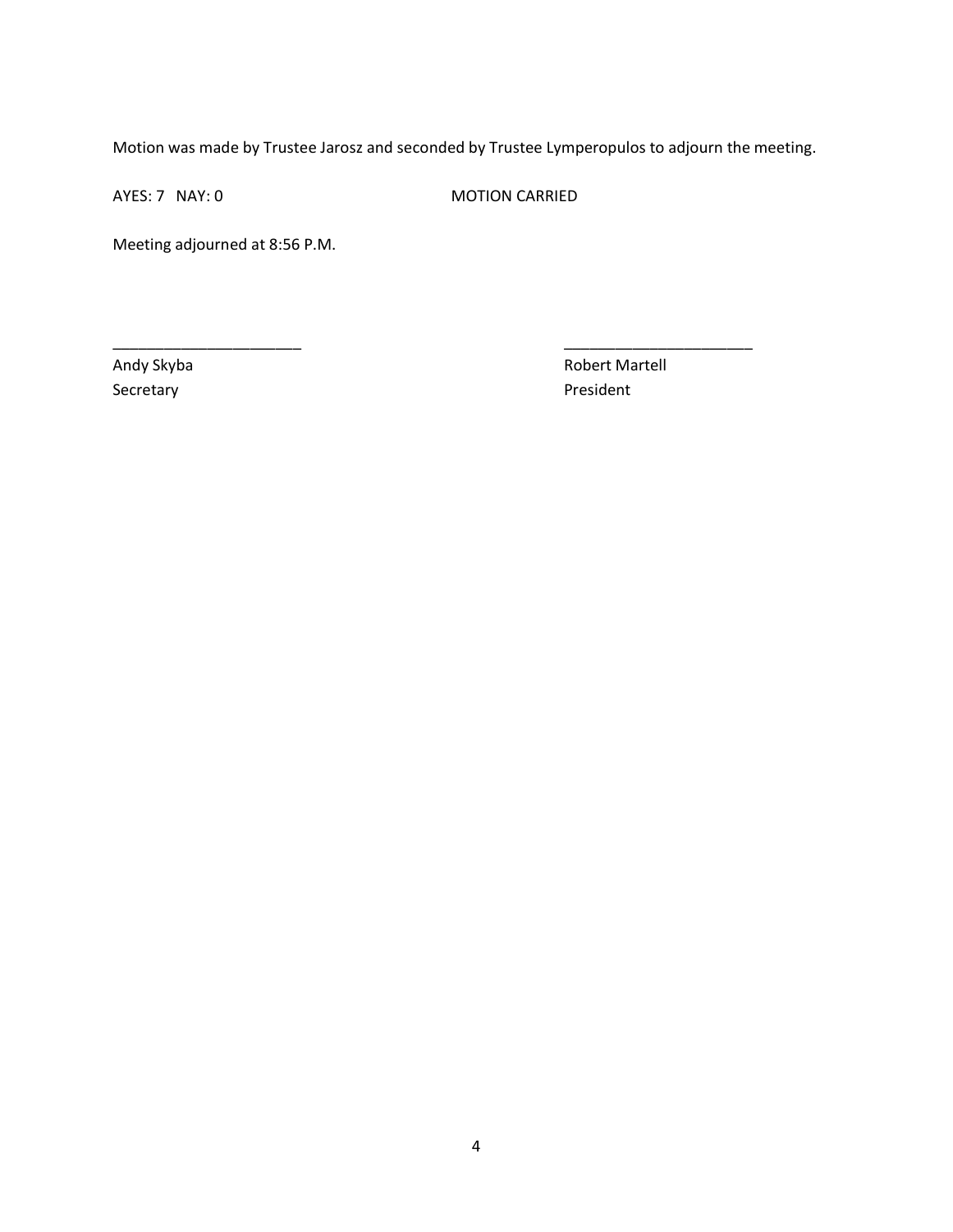Motion was made by Trustee Jarosz and seconded by Trustee Lymperopulos to adjourn the meeting.

AYES: 7 NAY: 0 MOTION CARRIED

Meeting adjourned at 8:56 P.M.

______________________ ______________________

Andy Skyba Robert Martell

Secretary President